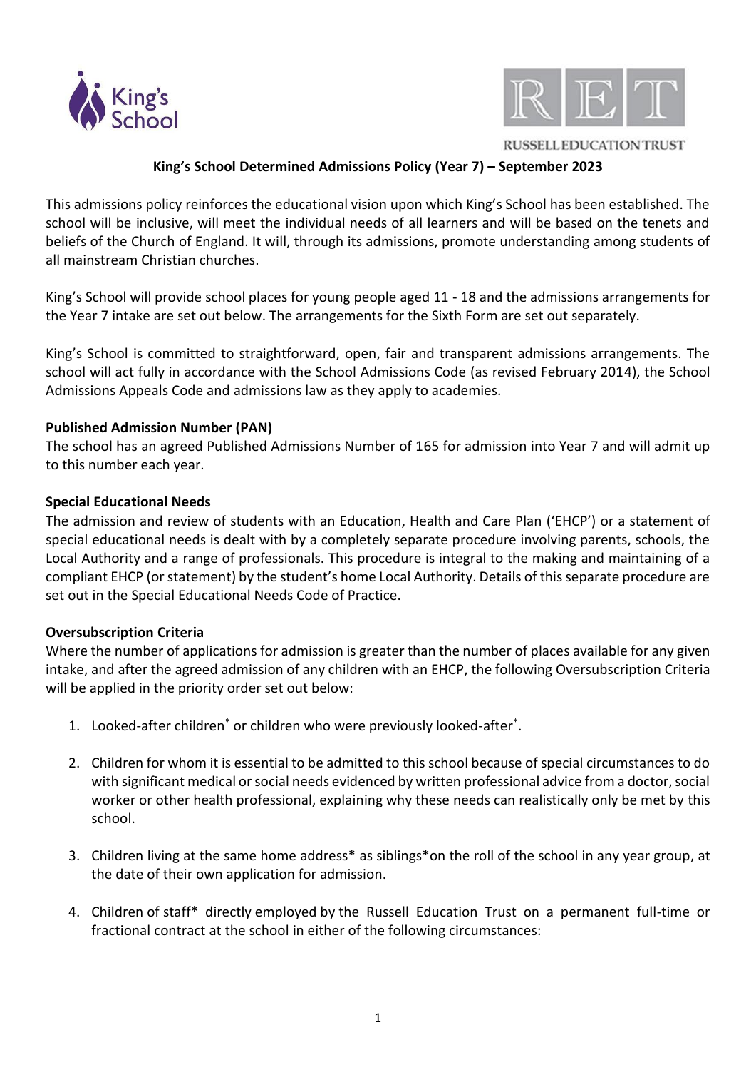**King's School Determined Admissions Policy (Year 7) – September 2023**

This admissions policy reinforces the educational vision upon which King's School has been established. The school will be inclusive, will meet the individual needs of all learners and will be based on the tenets and beliefs of the Church of England. It will, through its admissions, promote understanding among students of all mainstream Christian churches.

King's School will provide school places for young people aged 11 - 18 and the admissions arrangements for the Year 7 intake are set out below. The arrangements for the Sixth Form are set out separately.

King's School is committed to straightforward, open, fair and transparent admissions arrangements. The school will act fully in accordance with the School Admissions Code (as revised February 2014), the School Admissions Appeals Code and admissions law as they apply to academies.

**Published Admission Number (PAN)**

The school has an agreed Published Admissions Number of 165 for admission into Year 7 and will admit up to this number each year.

**Special Educational Needs**

The admission and review of students with an Education, Health and Care Plan ('EHCP') or a statement of special educational needs is dealt with by a completely separate procedure involving parents, schools, the Local Authority and a range of professionals. This procedure is integral to the making and maintaining of a compliant EHCP (or statement) by the student's home Local Authority. Details of this separate procedure are set out in the Special Educational Needs Code of Practice.

**Oversubscription Criteria**

Where the number of applications for admission is greater than the number of places available for any given intake, and after the agreed admission of any children with an EHCP, the following Oversubscription Criteria will be applied in the priority order set out below:

1. Looked-after children* or children who were previously looked-after*.

2. Children for whom it is essential to be admitted to this school because of special circumstances to do with significant medical or social needs evidenced by written professional advice from a doctor, social worker or other health professional, explaining why these needs can realistically only be met by this school.

3. Children living at the same home address* as siblings*on the roll of the school in any year group, at the date of their own application for admission.

4. Children of staff* directly employed by the Russell Education Trust on a permanent full-time or fractional contract at the school in either of the following circumstances: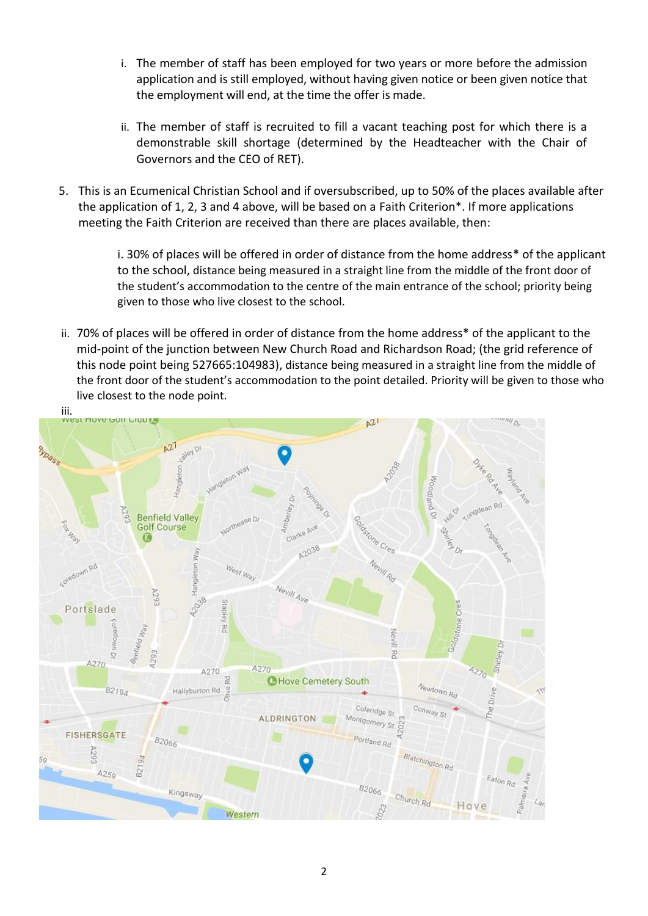i. The member of staff has been employed for two years or more before the admission application and is still employed, without having given notice or been given notice that the employment will end, at the time the offer is made.

ii. The member of staff is recruited to fill a vacant teaching post for which there is a demonstrable skill shortage (determined by the Headteacher with the Chair of Governors and the CEO of RET).

5. This is an Ecumenical Christian School and if oversubscribed, up to 50% of the places available after the application of 1, 2, 3 and 4 above, will be based on a Faith Criterion*. If more applications meeting the Faith Criterion are received than there are places available, then:

   i. 30% of places will be offered in order of distance from the home address* of the applicant to the school, distance being measured in a straight line from the middle of the front door of the student's accommodation to the centre of the main entrance of the school; priority being given to those who live closest to the school.

   ii. 70% of places will be offered in order of distance from the home address* of the applicant to the mid-point of the junction between New Church Road and Richardson Road; (the grid reference of this node point being 527665:104983), distance being measured in a straight line from the middle of the front door of the student's accommodation to the point detailed. Priority will be given to those who live closest to the node point.

   iii.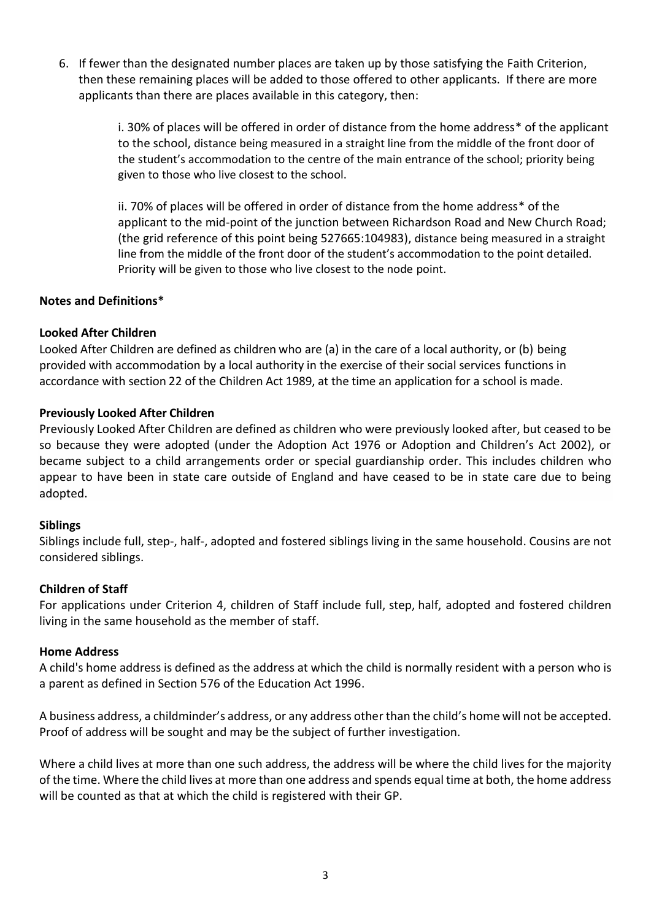6. If fewer than the designated number places are taken up by those satisfying the Faith Criterion, then these remaining places will be added to those offered to other applicants. If there are more applicants than there are places available in this category, then:

    i. 30% of places will be offered in order of distance from the home address* of the applicant to the school, distance being measured in a straight line from the middle of the front door of the student's accommodation to the centre of the main entrance of the school; priority being given to those who live closest to the school.

    ii. 70% of places will be offered in order of distance from the home address* of the applicant to the mid-point of the junction between Richardson Road and New Church Road; (the grid reference of this point being 527665:104983), distance being measured in a straight line from the middle of the front door of the student's accommodation to the point detailed. Priority will be given to those who live closest to the node point.

**Notes and Definitions***

**Looked After Children**

Looked After Children are defined as children who are (a) in the care of a local authority, or (b) being provided with accommodation by a local authority in the exercise of their social services functions in accordance with section 22 of the Children Act 1989, at the time an application for a school is made.

**Previously Looked After Children**

Previously Looked After Children are defined as children who were previously looked after, but ceased to be so because they were adopted (under the Adoption Act 1976 or Adoption and Children's Act 2002), or became subject to a child arrangements order or special guardianship order. This includes children who appear to have been in state care outside of England and have ceased to be in state care due to being adopted.

**Siblings**

Siblings include full, step-, half-, adopted and fostered siblings living in the same household. Cousins are not considered siblings.

**Children of Staff**

For applications under Criterion 4, children of Staff include full, step, half, adopted and fostered children living in the same household as the member of staff.

**Home Address**

A child's home address is defined as the address at which the child is normally resident with a person who is a parent as defined in Section 576 of the Education Act 1996.

A business address, a childminder's address, or any address other than the child's home will not be accepted. Proof of address will be sought and may be the subject of further investigation.

Where a child lives at more than one such address, the address will be where the child lives for the majority of the time. Where the child lives at more than one address and spends equal time at both, the home address will be counted as that at which the child is registered with their GP.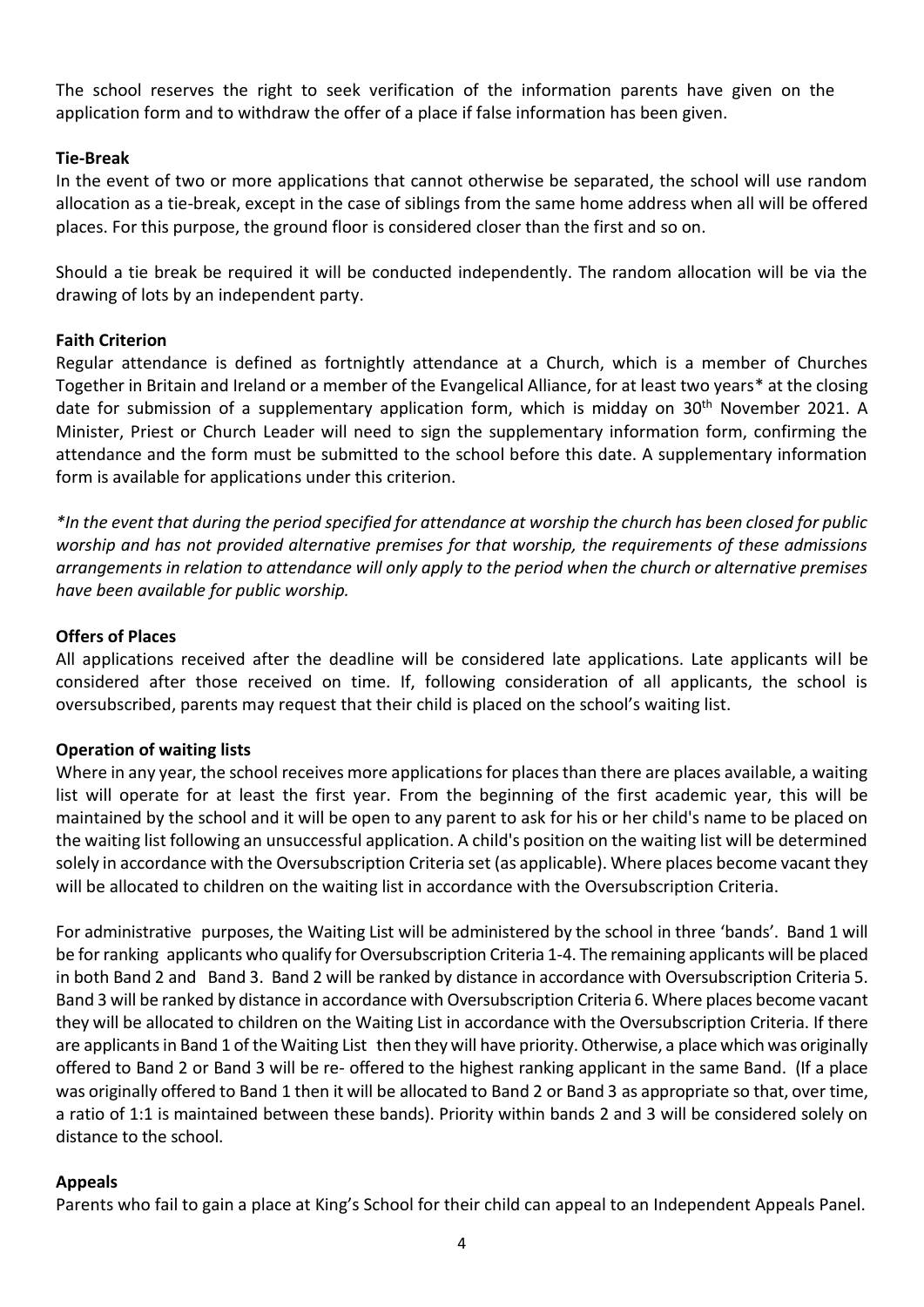The school reserves the right to seek verification of the information parents have given on the application form and to withdraw the offer of a place if false information has been given.

### Tie-Break

In the event of two or more applications that cannot otherwise be separated, the school will use random allocation as a tie-break, except in the case of siblings from the same home address when all will be offered places. For this purpose, the ground floor is considered closer than the first and so on.

Should a tie break be required it will be conducted independently. The random allocation will be via the drawing of lots by an independent party.

### Faith Criterion

Regular attendance is defined as fortnightly attendance at a Church, which is a member of Churches Together in Britain and Ireland or a member of the Evangelical Alliance, for at least two years* at the closing date for submission of a supplementary application form, which is midday on 30th November 2021. A Minister, Priest or Church Leader will need to sign the supplementary information form, confirming the attendance and the form must be submitted to the school before this date. A supplementary information form is available for applications under this criterion.

*\*In the event that during the period specified for attendance at worship the church has been closed for public worship and has not provided alternative premises for that worship, the requirements of these admissions arrangements in relation to attendance will only apply to the period when the church or alternative premises have been available for public worship.*

### Offers of Places

All applications received after the deadline will be considered late applications. Late applicants will be considered after those received on time. If, following consideration of all applicants, the school is oversubscribed, parents may request that their child is placed on the school's waiting list.

### Operation of waiting lists

Where in any year, the school receives more applications for places than there are places available, a waiting list will operate for at least the first year. From the beginning of the first academic year, this will be maintained by the school and it will be open to any parent to ask for his or her child's name to be placed on the waiting list following an unsuccessful application. A child's position on the waiting list will be determined solely in accordance with the Oversubscription Criteria set (as applicable). Where places become vacant they will be allocated to children on the waiting list in accordance with the Oversubscription Criteria.

For administrative purposes, the Waiting List will be administered by the school in three 'bands'. Band 1 will be for ranking applicants who qualify for Oversubscription Criteria 1-4. The remaining applicants will be placed in both Band 2 and Band 3. Band 2 will be ranked by distance in accordance with Oversubscription Criteria 5. Band 3 will be ranked by distance in accordance with Oversubscription Criteria 6. Where places become vacant they will be allocated to children on the Waiting List in accordance with the Oversubscription Criteria. If there are applicants in Band 1 of the Waiting List then they will have priority. Otherwise, a place which was originally offered to Band 2 or Band 3 will be re- offered to the highest ranking applicant in the same Band. (If a place was originally offered to Band 1 then it will be allocated to Band 2 or Band 3 as appropriate so that, over time, a ratio of 1:1 is maintained between these bands). Priority within bands 2 and 3 will be considered solely on distance to the school.

### Appeals

Parents who fail to gain a place at King's School for their child can appeal to an Independent Appeals Panel.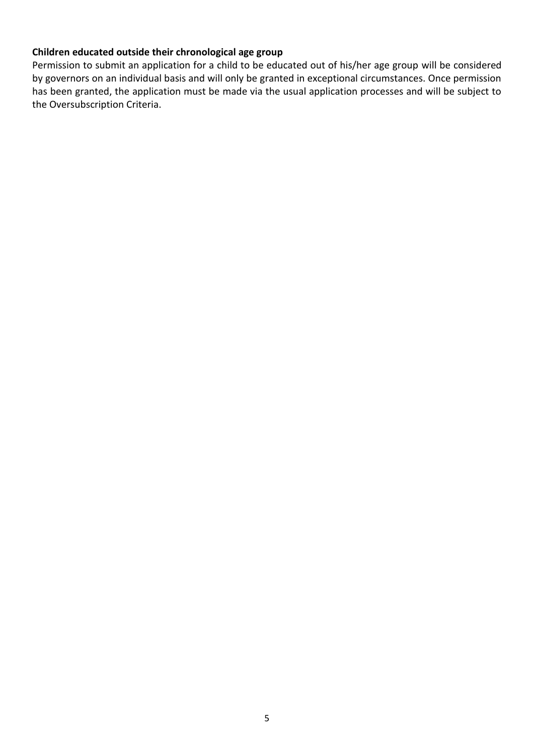**Children educated outside their chronological age group**

Permission to submit an application for a child to be educated out of his/her age group will be considered by governors on an individual basis and will only be granted in exceptional circumstances. Once permission has been granted, the application must be made via the usual application processes and will be subject to the Oversubscription Criteria.